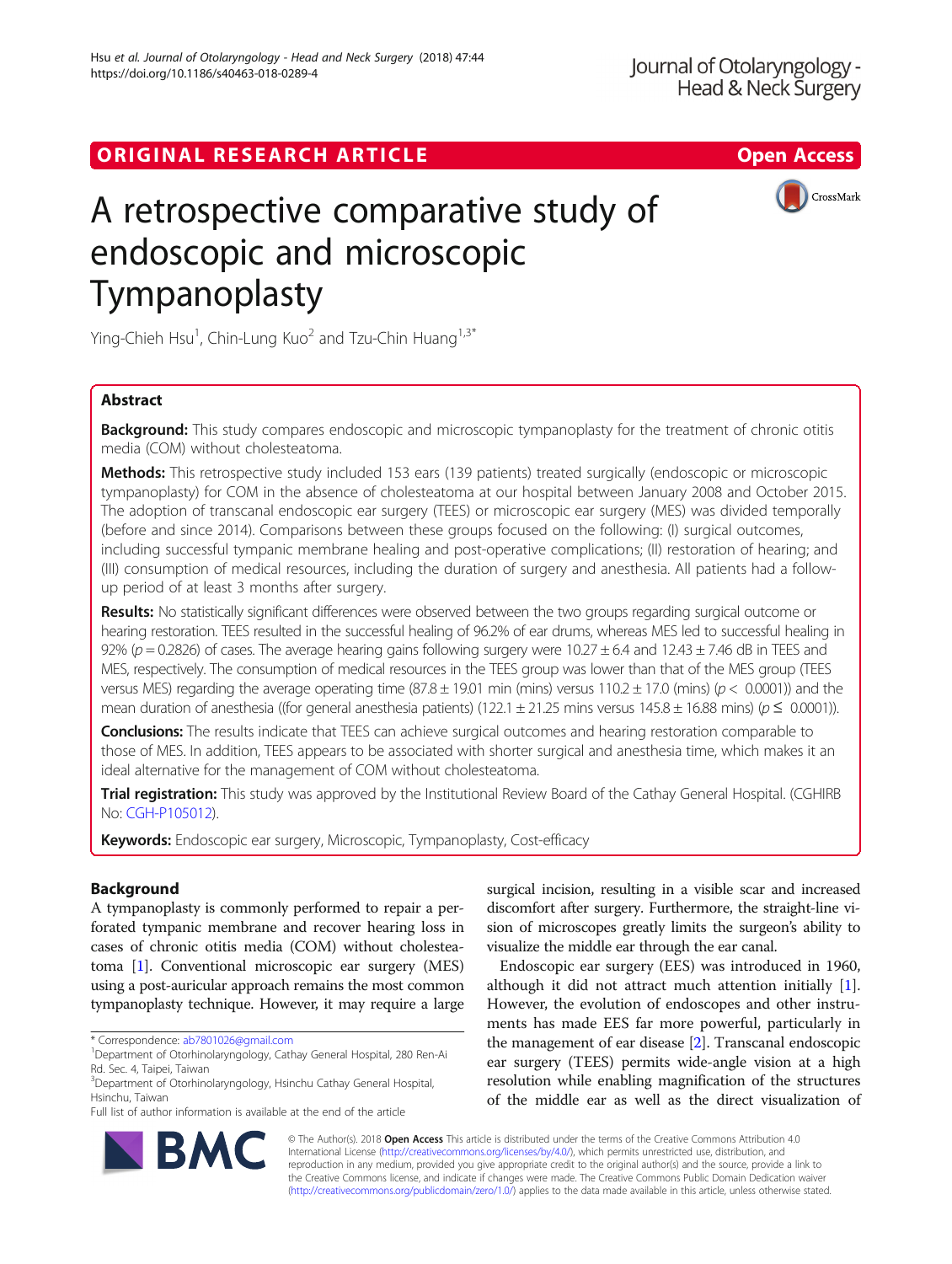ORIGINAL RESEARCH ARTICLE

Open Access

# A retrospective comparative study of endoscopic and microscopic Tympanoplasty

Ying-Chieh Hsu[1], Chin-Lung Kuo[2] and Tzu-Chin Huang[1,3*]

## Abstract

**Background:** This study compares endoscopic and microscopic tympanoplasty for the treatment of chronic otitis media (COM) without cholesteatoma.

**Methods:** This retrospective study included 153 ears (139 patients) treated surgically (endoscopic or microscopic tympanoplasty) for COM in the absence of cholesteatoma at our hospital between January 2008 and October 2015. The adoption of transcanal endoscopic ear surgery (TEES) or microscopic ear surgery (MES) was divided temporally (before and since 2014). Comparisons between these groups focused on the following: (I) surgical outcomes, including successful tympanic membrane healing and post-operative complications; (II) restoration of hearing; and (III) consumption of medical resources, including the duration of surgery and anesthesia. All patients had a follow-up period of at least 3 months after surgery.

**Results:** No statistically significant differences were observed between the two groups regarding surgical outcome or hearing restoration. TEES resulted in the successful healing of 96.2% of ear drums, whereas MES led to successful healing in 92% ($p = 0.2826$) of cases. The average hearing gains following surgery were $10.27 \pm 6.4$ and $12.43 \pm 7.46$ dB in TEES and MES, respectively. The consumption of medical resources in the TEES group was lower than that of the MES group (TEES versus MES) regarding the average operating time ($87.8 \pm 19.01$ min (mins) versus $110.2 \pm 17.0$ (mins) ($p < 0.0001$)) and the mean duration of anesthesia ((for general anesthesia patients) ($122.1 \pm 21.25$ mins versus $145.8 \pm 16.88$ mins) ($p \leq 0.0001$)).

**Conclusions:** The results indicate that TEES can achieve surgical outcomes and hearing restoration comparable to those of MES. In addition, TEES appears to be associated with shorter surgical and anesthesia time, which makes it an ideal alternative for the management of COM without cholesteatoma.

**Trial registration:** This study was approved by the Institutional Review Board of the Cathay General Hospital. (CGHIRB No: CGH-P105012).

**Keywords:** Endoscopic ear surgery, Microscopic, Tympanoplasty, Cost-efficacy

## Background

A tympanoplasty is commonly performed to repair a perforated tympanic membrane and recover hearing loss in cases of chronic otitis media (COM) without cholesteatoma [1]. Conventional microscopic ear surgery (MES) using a post-auricular approach remains the most common tympanoplasty technique. However, it may require a large surgical incision, resulting in a visible scar and increased discomfort after surgery. Furthermore, the straight-line vision of microscopes greatly limits the surgeon's ability to visualize the middle ear through the ear canal.

Endoscopic ear surgery (EES) was introduced in 1960, although it did not attract much attention initially [1]. However, the evolution of endoscopes and other instruments has made EES far more powerful, particularly in the management of ear disease [2]. Transcanal endoscopic ear surgery (TEES) permits wide-angle vision at a high resolution while enabling magnification of the structures of the middle ear as well as the direct visualization of

\* Correspondence: ab7801026@gmail.com
[1]Department of Otorhinolaryngology, Cathay General Hospital, 280 Ren-Ai Rd. Sec. 4, Taipei, Taiwan
[3]Department of Otorhinolaryngology, Hsinchu Cathay General Hospital, Hsinchu, Taiwan
Full list of author information is available at the end of the article

© The Author(s). 2018 **Open Access** This article is distributed under the terms of the Creative Commons Attribution 4.0 International License (http://creativecommons.org/licenses/by/4.0/), which permits unrestricted use, distribution, and reproduction in any medium, provided you give appropriate credit to the original author(s) and the source, provide a link to the Creative Commons license, and indicate if changes were made. The Creative Commons Public Domain Dedication waiver (http://creativecommons.org/publicdomain/zero/1.0/) applies to the data made available in this article, unless otherwise stated.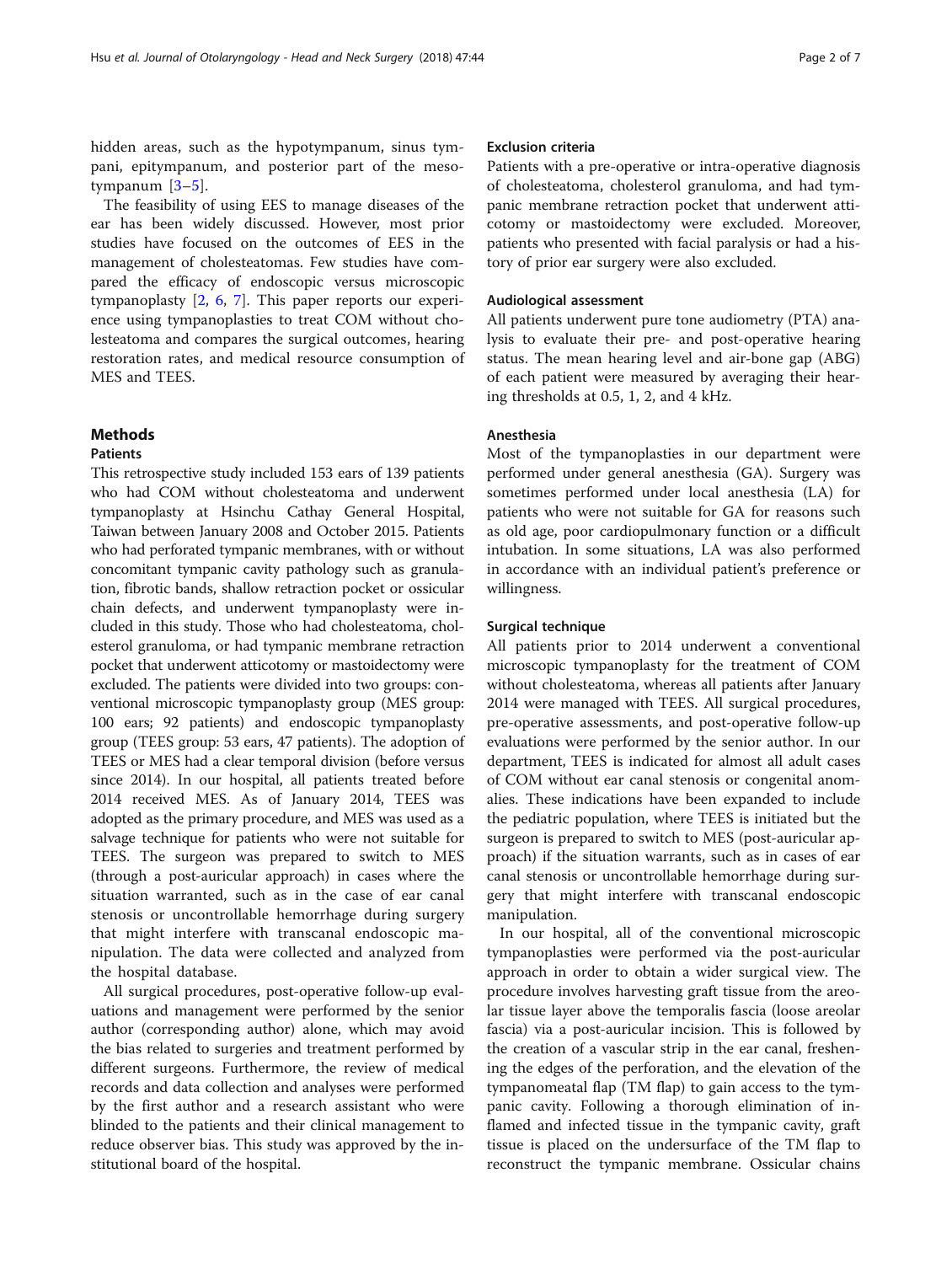hidden areas, such as the hypotympanum, sinus tympani, epitympanum, and posterior part of the mesotympanum [3–5].

The feasibility of using EES to manage diseases of the ear has been widely discussed. However, most prior studies have focused on the outcomes of EES in the management of cholesteatomas. Few studies have compared the efficacy of endoscopic versus microscopic tympanoplasty [2, 6, 7]. This paper reports our experience using tympanoplasties to treat COM without cholesteatoma and compares the surgical outcomes, hearing restoration rates, and medical resource consumption of MES and TEES.

## Methods

### Patients

This retrospective study included 153 ears of 139 patients who had COM without cholesteatoma and underwent tympanoplasty at Hsinchu Cathay General Hospital, Taiwan between January 2008 and October 2015. Patients who had perforated tympanic membranes, with or without concomitant tympanic cavity pathology such as granulation, fibrotic bands, shallow retraction pocket or ossicular chain defects, and underwent tympanoplasty were included in this study. Those who had cholesteatoma, cholesterol granuloma, or had tympanic membrane retraction pocket that underwent atticotomy or mastoidectomy were excluded. The patients were divided into two groups: conventional microscopic tympanoplasty group (MES group: 100 ears; 92 patients) and endoscopic tympanoplasty group (TEES group: 53 ears, 47 patients). The adoption of TEES or MES had a clear temporal division (before versus since 2014). In our hospital, all patients treated before 2014 received MES. As of January 2014, TEES was adopted as the primary procedure, and MES was used as a salvage technique for patients who were not suitable for TEES. The surgeon was prepared to switch to MES (through a post-auricular approach) in cases where the situation warranted, such as in the case of ear canal stenosis or uncontrollable hemorrhage during surgery that might interfere with transcanal endoscopic manipulation. The data were collected and analyzed from the hospital database.

All surgical procedures, post-operative follow-up evaluations and management were performed by the senior author (corresponding author) alone, which may avoid the bias related to surgeries and treatment performed by different surgeons. Furthermore, the review of medical records and data collection and analyses were performed by the first author and a research assistant who were blinded to the patients and their clinical management to reduce observer bias. This study was approved by the institutional board of the hospital.

### Exclusion criteria

Patients with a pre-operative or intra-operative diagnosis of cholesteatoma, cholesterol granuloma, and had tympanic membrane retraction pocket that underwent atticotomy or mastoidectomy were excluded. Moreover, patients who presented with facial paralysis or had a history of prior ear surgery were also excluded.

### Audiological assessment

All patients underwent pure tone audiometry (PTA) analysis to evaluate their pre- and post-operative hearing status. The mean hearing level and air-bone gap (ABG) of each patient were measured by averaging their hearing thresholds at 0.5, 1, 2, and 4 kHz.

### Anesthesia

Most of the tympanoplasties in our department were performed under general anesthesia (GA). Surgery was sometimes performed under local anesthesia (LA) for patients who were not suitable for GA for reasons such as old age, poor cardiopulmonary function or a difficult intubation. In some situations, LA was also performed in accordance with an individual patient's preference or willingness.

### Surgical technique

All patients prior to 2014 underwent a conventional microscopic tympanoplasty for the treatment of COM without cholesteatoma, whereas all patients after January 2014 were managed with TEES. All surgical procedures, pre-operative assessments, and post-operative follow-up evaluations were performed by the senior author. In our department, TEES is indicated for almost all adult cases of COM without ear canal stenosis or congenital anomalies. These indications have been expanded to include the pediatric population, where TEES is initiated but the surgeon is prepared to switch to MES (post-auricular approach) if the situation warrants, such as in cases of ear canal stenosis or uncontrollable hemorrhage during surgery that might interfere with transcanal endoscopic manipulation.

In our hospital, all of the conventional microscopic tympanoplasties were performed via the post-auricular approach in order to obtain a wider surgical view. The procedure involves harvesting graft tissue from the areolar tissue layer above the temporalis fascia (loose areolar fascia) via a post-auricular incision. This is followed by the creation of a vascular strip in the ear canal, freshening the edges of the perforation, and the elevation of the tympanomeatal flap (TM flap) to gain access to the tympanic cavity. Following a thorough elimination of inflamed and infected tissue in the tympanic cavity, graft tissue is placed on the undersurface of the TM flap to reconstruct the tympanic membrane. Ossicular chains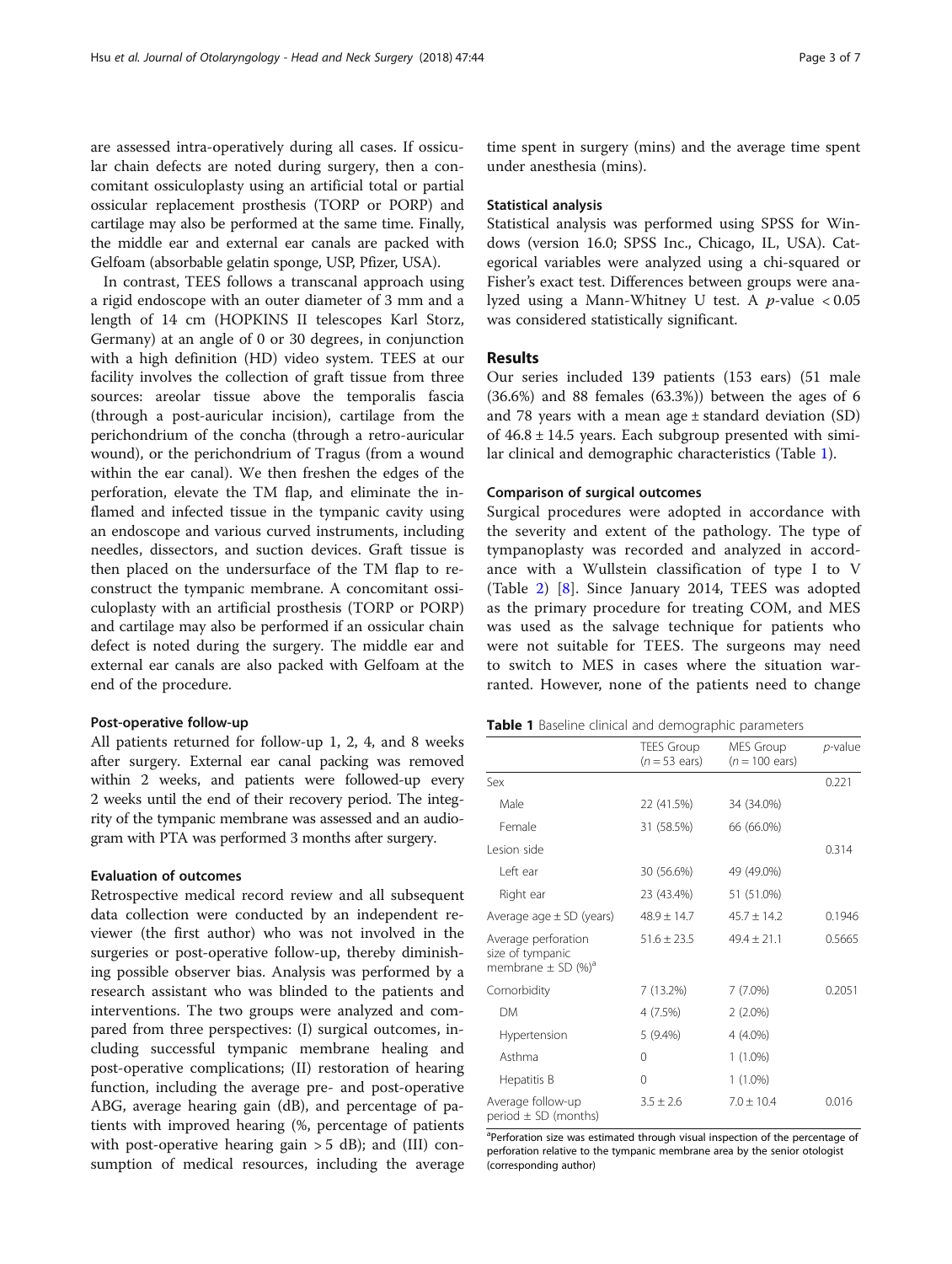are assessed intra-operatively during all cases. If ossicular chain defects are noted during surgery, then a concomitant ossiculoplasty using an artificial total or partial ossicular replacement prosthesis (TORP or PORP) and cartilage may also be performed at the same time. Finally, the middle ear and external ear canals are packed with Gelfoam (absorbable gelatin sponge, USP, Pfizer, USA).

In contrast, TEES follows a transcanal approach using a rigid endoscope with an outer diameter of 3 mm and a length of 14 cm (HOPKINS II telescopes Karl Storz, Germany) at an angle of 0 or 30 degrees, in conjunction with a high definition (HD) video system. TEES at our facility involves the collection of graft tissue from three sources: areolar tissue above the temporalis fascia (through a post-auricular incision), cartilage from the perichondrium of the concha (through a retro-auricular wound), or the perichondrium of Tragus (from a wound within the ear canal). We then freshen the edges of the perforation, elevate the TM flap, and eliminate the inflamed and infected tissue in the tympanic cavity using an endoscope and various curved instruments, including needles, dissectors, and suction devices. Graft tissue is then placed on the undersurface of the TM flap to reconstruct the tympanic membrane. A concomitant ossiculoplasty with an artificial prosthesis (TORP or PORP) and cartilage may also be performed if an ossicular chain defect is noted during the surgery. The middle ear and external ear canals are also packed with Gelfoam at the end of the procedure.

### Post-operative follow-up

All patients returned for follow-up 1, 2, 4, and 8 weeks after surgery. External ear canal packing was removed within 2 weeks, and patients were followed-up every 2 weeks until the end of their recovery period. The integrity of the tympanic membrane was assessed and an audiogram with PTA was performed 3 months after surgery.

### Evaluation of outcomes

Retrospective medical record review and all subsequent data collection were conducted by an independent reviewer (the first author) who was not involved in the surgeries or post-operative follow-up, thereby diminishing possible observer bias. Analysis was performed by a research assistant who was blinded to the patients and interventions. The two groups were analyzed and compared from three perspectives: (I) surgical outcomes, including successful tympanic membrane healing and post-operative complications; (II) restoration of hearing function, including the average pre- and post-operative ABG, average hearing gain (dB), and percentage of patients with improved hearing (%, percentage of patients with post-operative hearing gain > 5 dB); and (III) consumption of medical resources, including the average time spent in surgery (mins) and the average time spent under anesthesia (mins).

### Statistical analysis

Statistical analysis was performed using SPSS for Windows (version 16.0; SPSS Inc., Chicago, IL, USA). Categorical variables were analyzed using a chi-squared or Fisher's exact test. Differences between groups were analyzed using a Mann-Whitney U test. A $p$-value $< 0.05$ was considered statistically significant.

## Results

Our series included 139 patients (153 ears) (51 male (36.6%) and 88 females (63.3%)) between the ages of 6 and 78 years with a mean age ± standard deviation (SD) of 46.8 ± 14.5 years. Each subgroup presented with similar clinical and demographic characteristics (Table 1).

### Comparison of surgical outcomes

Surgical procedures were adopted in accordance with the severity and extent of the pathology. The type of tympanoplasty was recorded and analyzed in accordance with a Wullstein classification of type I to V (Table 2) [8]. Since January 2014, TEES was adopted as the primary procedure for treating COM, and MES was used as the salvage technique for patients who were not suitable for TEES. The surgeons may need to switch to MES in cases where the situation warranted. However, none of the patients need to change

**Table 1** Baseline clinical and demographic parameters

| | TEES Group ($n = 53$ ears) | MES Group ($n = 100$ ears) | $p$-value |
|---|---|---|---|
| Sex | | | 0.221 |
| Male | 22 (41.5%) | 34 (34.0%) | |
| Female | 31 (58.5%) | 66 (66.0%) | |
| Lesion side | | | 0.314 |
| Left ear | 30 (56.6%) | 49 (49.0%) | |
| Right ear | 23 (43.4%) | 51 (51.0%) | |
| Average age ± SD (years) | 48.9 ± 14.7 | 45.7 ± 14.2 | 0.1946 |
| Average perforation size of tympanic membrane ± SD (%)[a] | 51.6 ± 23.5 | 49.4 ± 21.1 | 0.5665 |
| Comorbidity | 7 (13.2%) | 7 (7.0%) | 0.2051 |
| DM | 4 (7.5%) | 2 (2.0%) | |
| Hypertension | 5 (9.4%) | 4 (4.0%) | |
| Asthma | 0 | 1 (1.0%) | |
| Hepatitis B | 0 | 1 (1.0%) | |
| Average follow-up period ± SD (months) | 3.5 ± 2.6 | 7.0 ± 10.4 | 0.016 |

[a]Perforation size was estimated through visual inspection of the percentage of perforation relative to the tympanic membrane area by the senior otologist (corresponding author)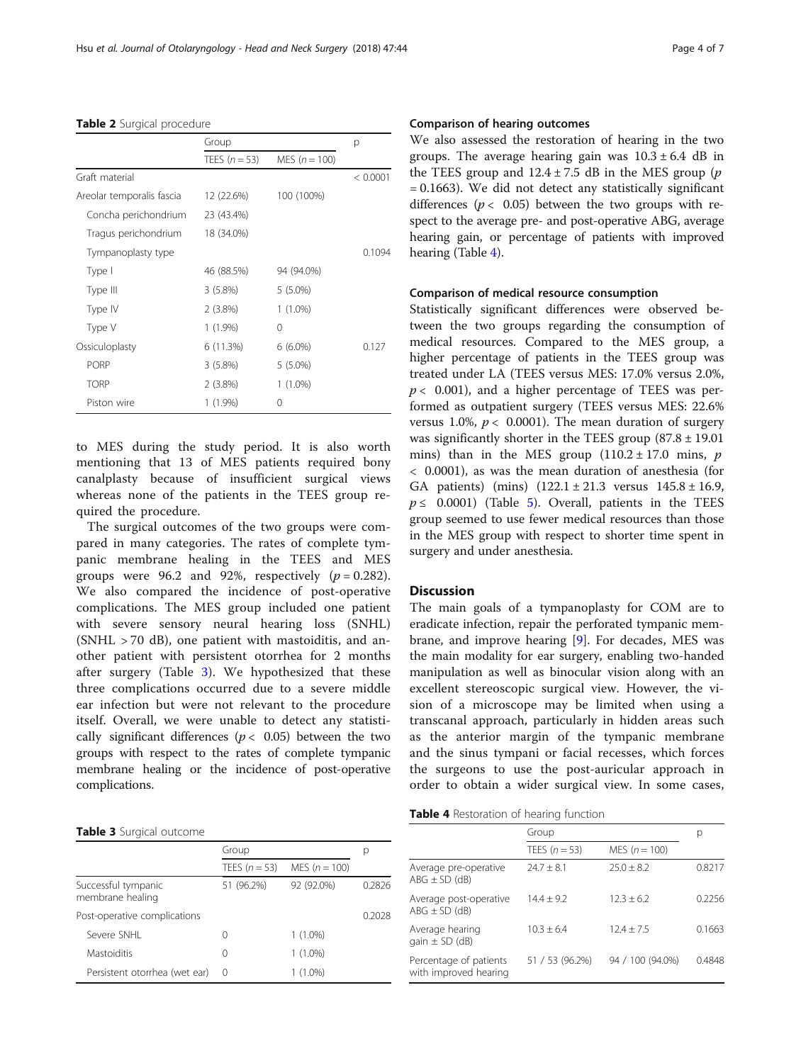**Table 2** Surgical procedure

| | Group | | p |
|---|---|---|---|
| | TEES ($n = 53$) | MES ($n = 100$) | |
| Graft material | | | < 0.0001 |
| Areolar temporalis fascia | 12 (22.6%) | 100 (100%) | |
| Concha perichondrium | 23 (43.4%) | | |
| Tragus perichondrium | 18 (34.0%) | | |
| Tympanoplasty type | | | 0.1094 |
| Type I | 46 (88.5%) | 94 (94.0%) | |
| Type III | 3 (5.8%) | 5 (5.0%) | |
| Type IV | 2 (3.8%) | 1 (1.0%) | |
| Type V | 1 (1.9%) | 0 | |
| Ossiculoplasty | 6 (11.3%) | 6 (6.0%) | 0.127 |
| PORP | 3 (5.8%) | 5 (5.0%) | |
| TORP | 2 (3.8%) | 1 (1.0%) | |
| Piston wire | 1 (1.9%) | 0 | |

to MES during the study period. It is also worth mentioning that 13 of MES patients required bony canalplasty because of insufficient surgical views whereas none of the patients in the TEES group required the procedure.

The surgical outcomes of the two groups were compared in many categories. The rates of complete tympanic membrane healing in the TEES and MES groups were 96.2 and 92%, respectively ($p = 0.282$). We also compared the incidence of post-operative complications. The MES group included one patient with severe sensory neural hearing loss (SNHL) (SNHL > 70 dB), one patient with mastoiditis, and another patient with persistent otorrhea for 2 months after surgery (Table 3). We hypothesized that these three complications occurred due to a severe middle ear infection but were not relevant to the procedure itself. Overall, we were unable to detect any statistically significant differences ($p < 0.05$) between the two groups with respect to the rates of complete tympanic membrane healing or the incidence of post-operative complications.

**Table 3** Surgical outcome

| | Group | | p |
|---|---|---|---|
| | TEES ($n = 53$) | MES ($n = 100$) | |
| Successful tympanic membrane healing | 51 (96.2%) | 92 (92.0%) | 0.2826 |
| Post-operative complications | | | 0.2028 |
| Severe SNHL | 0 | 1 (1.0%) | |
| Mastoiditis | 0 | 1 (1.0%) | |
| Persistent otorrhea (wet ear) | 0 | 1 (1.0%) | |

### Comparison of hearing outcomes

We also assessed the restoration of hearing in the two groups. The average hearing gain was $10.3 \pm 6.4$ dB in the TEES group and $12.4 \pm 7.5$ dB in the MES group ($p = 0.1663$). We did not detect any statistically significant differences ($p < 0.05$) between the two groups with respect to the average pre- and post-operative ABG, average hearing gain, or percentage of patients with improved hearing (Table 4).

### Comparison of medical resource consumption

Statistically significant differences were observed between the two groups regarding the consumption of medical resources. Compared to the MES group, a higher percentage of patients in the TEES group was treated under LA (TEES versus MES: 17.0% versus 2.0%, $p < 0.001$), and a higher percentage of TEES was performed as outpatient surgery (TEES versus MES: 22.6% versus 1.0%, $p < 0.0001$). The mean duration of surgery was significantly shorter in the TEES group ($87.8 \pm 19.01$ mins) than in the MES group ($110.2 \pm 17.0$ mins, $p < 0.0001$), as was the mean duration of anesthesia (for GA patients) (mins) ($122.1 \pm 21.3$ versus $145.8 \pm 16.9$, $p \leq 0.0001$) (Table 5). Overall, patients in the TEES group seemed to use fewer medical resources than those in the MES group with respect to shorter time spent in surgery and under anesthesia.

## Discussion

The main goals of a tympanoplasty for COM are to eradicate infection, repair the perforated tympanic membrane, and improve hearing [9]. For decades, MES was the main modality for ear surgery, enabling two-handed manipulation as well as binocular vision along with an excellent stereoscopic surgical view. However, the vision of a microscope may be limited when using a transcanal approach, particularly in hidden areas such as the anterior margin of the tympanic membrane and the sinus tympani or facial recesses, which forces the surgeons to use the post-auricular approach in order to obtain a wider surgical view. In some cases,

**Table 4** Restoration of hearing function

| | Group | | p |
|---|---|---|---|
| | TEES ($n = 53$) | MES ($n = 100$) | |
| Average pre-operative ABG ± SD (dB) | $24.7 \pm 8.1$ | $25.0 \pm 8.2$ | 0.8217 |
| Average post-operative ABG ± SD (dB) | $14.4 \pm 9.2$ | $12.3 \pm 6.2$ | 0.2256 |
| Average hearing gain ± SD (dB) | $10.3 \pm 6.4$ | $12.4 \pm 7.5$ | 0.1663 |
| Percentage of patients with improved hearing | 51 / 53 (96.2%) | 94 / 100 (94.0%) | 0.4848 |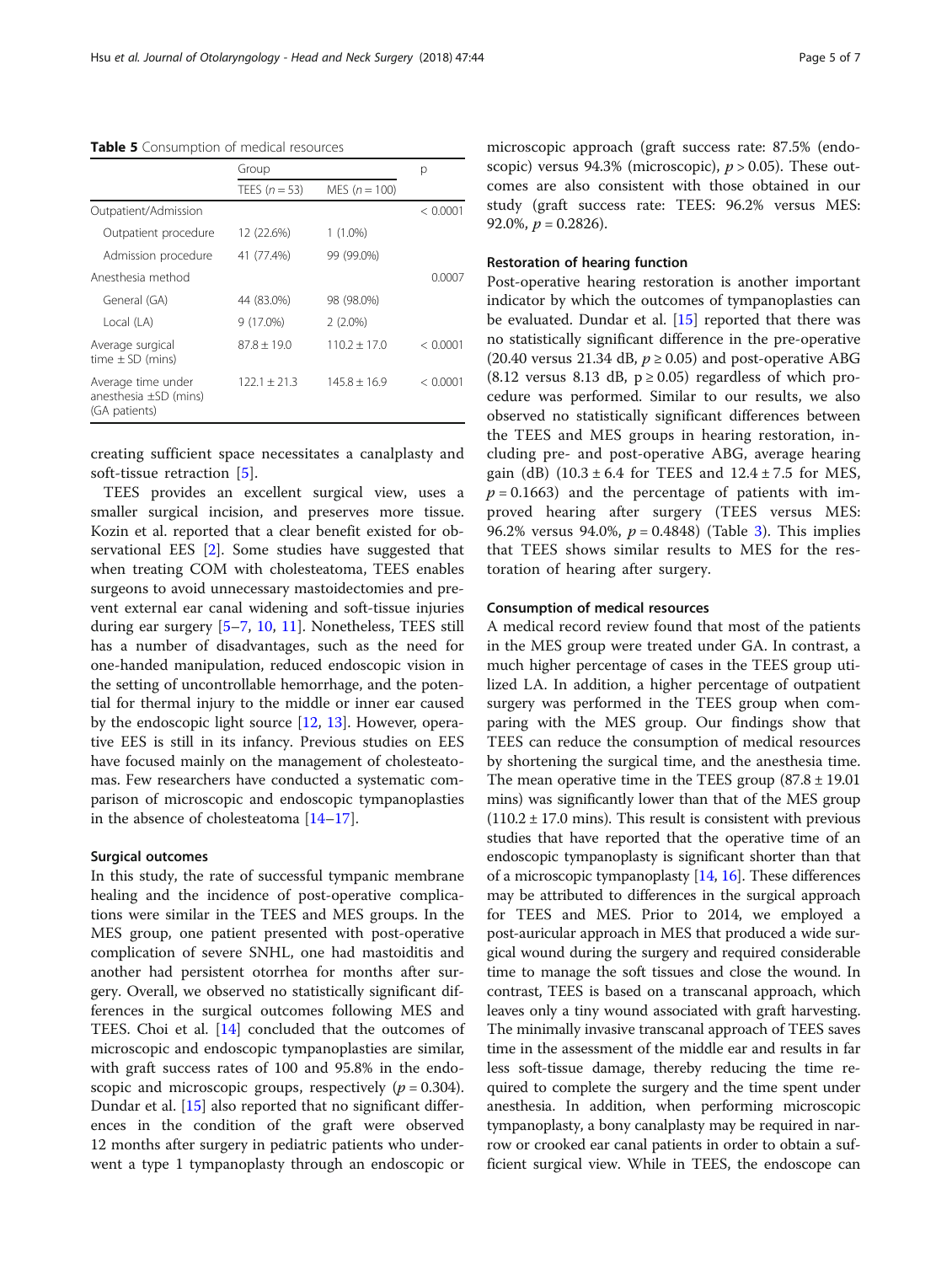**Table 5** Consumption of medical resources

| | Group | | p |
|---|---|---|---|
| | TEES ($n = 53$) | MES ($n = 100$) | |
| Outpatient/Admission | | | < 0.0001 |
| Outpatient procedure | 12 (22.6%) | 1 (1.0%) | |
| Admission procedure | 41 (77.4%) | 99 (99.0%) | |
| Anesthesia method | | | 0.0007 |
| General (GA) | 44 (83.0%) | 98 (98.0%) | |
| Local (LA) | 9 (17.0%) | 2 (2.0%) | |
| Average surgical time ± SD (mins) | 87.8 ± 19.0 | 110.2 ± 17.0 | < 0.0001 |
| Average time under anesthesia ±SD (mins) (GA patients) | 122.1 ± 21.3 | 145.8 ± 16.9 | < 0.0001 |

creating sufficient space necessitates a canalplasty and soft-tissue retraction [5].

TEES provides an excellent surgical view, uses a smaller surgical incision, and preserves more tissue. Kozin et al. reported that a clear benefit existed for observational EES [2]. Some studies have suggested that when treating COM with cholesteatoma, TEES enables surgeons to avoid unnecessary mastoidectomies and prevent external ear canal widening and soft-tissue injuries during ear surgery [5–7, 10, 11]. Nonetheless, TEES still has a number of disadvantages, such as the need for one-handed manipulation, reduced endoscopic vision in the setting of uncontrollable hemorrhage, and the potential for thermal injury to the middle or inner ear caused by the endoscopic light source [12, 13]. However, operative EES is still in its infancy. Previous studies on EES have focused mainly on the management of cholesteatomas. Few researchers have conducted a systematic comparison of microscopic and endoscopic tympanoplasties in the absence of cholesteatoma [14–17].

### Surgical outcomes

In this study, the rate of successful tympanic membrane healing and the incidence of post-operative complications were similar in the TEES and MES groups. In the MES group, one patient presented with post-operative complication of severe SNHL, one had mastoiditis and another had persistent otorrhea for months after surgery. Overall, we observed no statistically significant differences in the surgical outcomes following MES and TEES. Choi et al. [14] concluded that the outcomes of microscopic and endoscopic tympanoplasties are similar, with graft success rates of 100 and 95.8% in the endoscopic and microscopic groups, respectively ($p = 0.304$). Dundar et al. [15] also reported that no significant differences in the condition of the graft were observed 12 months after surgery in pediatric patients who underwent a type 1 tympanoplasty through an endoscopic or microscopic approach (graft success rate: 87.5% (endoscopic) versus 94.3% (microscopic), $p > 0.05$). These outcomes are also consistent with those obtained in our study (graft success rate: TEES: 96.2% versus MES: 92.0%, $p = 0.2826$).

### Restoration of hearing function

Post-operative hearing restoration is another important indicator by which the outcomes of tympanoplasties can be evaluated. Dundar et al. [15] reported that there was no statistically significant difference in the pre-operative (20.40 versus 21.34 dB, $p \geq 0.05$) and post-operative ABG (8.12 versus 8.13 dB, $p \geq 0.05$) regardless of which procedure was performed. Similar to our results, we also observed no statistically significant differences between the TEES and MES groups in hearing restoration, including pre- and post-operative ABG, average hearing gain (dB) (10.3 ± 6.4 for TEES and 12.4 ± 7.5 for MES, $p = 0.1663$) and the percentage of patients with improved hearing after surgery (TEES versus MES: 96.2% versus 94.0%, $p = 0.4848$) (Table 3). This implies that TEES shows similar results to MES for the restoration of hearing after surgery.

### Consumption of medical resources

A medical record review found that most of the patients in the MES group were treated under GA. In contrast, a much higher percentage of cases in the TEES group utilized LA. In addition, a higher percentage of outpatient surgery was performed in the TEES group when comparing with the MES group. Our findings show that TEES can reduce the consumption of medical resources by shortening the surgical time, and the anesthesia time. The mean operative time in the TEES group (87.8 ± 19.01 mins) was significantly lower than that of the MES group (110.2 ± 17.0 mins). This result is consistent with previous studies that have reported that the operative time of an endoscopic tympanoplasty is significant shorter than that of a microscopic tympanoplasty [14, 16]. These differences may be attributed to differences in the surgical approach for TEES and MES. Prior to 2014, we employed a post-auricular approach in MES that produced a wide surgical wound during the surgery and required considerable time to manage the soft tissues and close the wound. In contrast, TEES is based on a transcanal approach, which leaves only a tiny wound associated with graft harvesting. The minimally invasive transcanal approach of TEES saves time in the assessment of the middle ear and results in far less soft-tissue damage, thereby reducing the time required to complete the surgery and the time spent under anesthesia. In addition, when performing microscopic tympanoplasty, a bony canalplasty may be required in narrow or crooked ear canal patients in order to obtain a sufficient surgical view. While in TEES, the endoscope can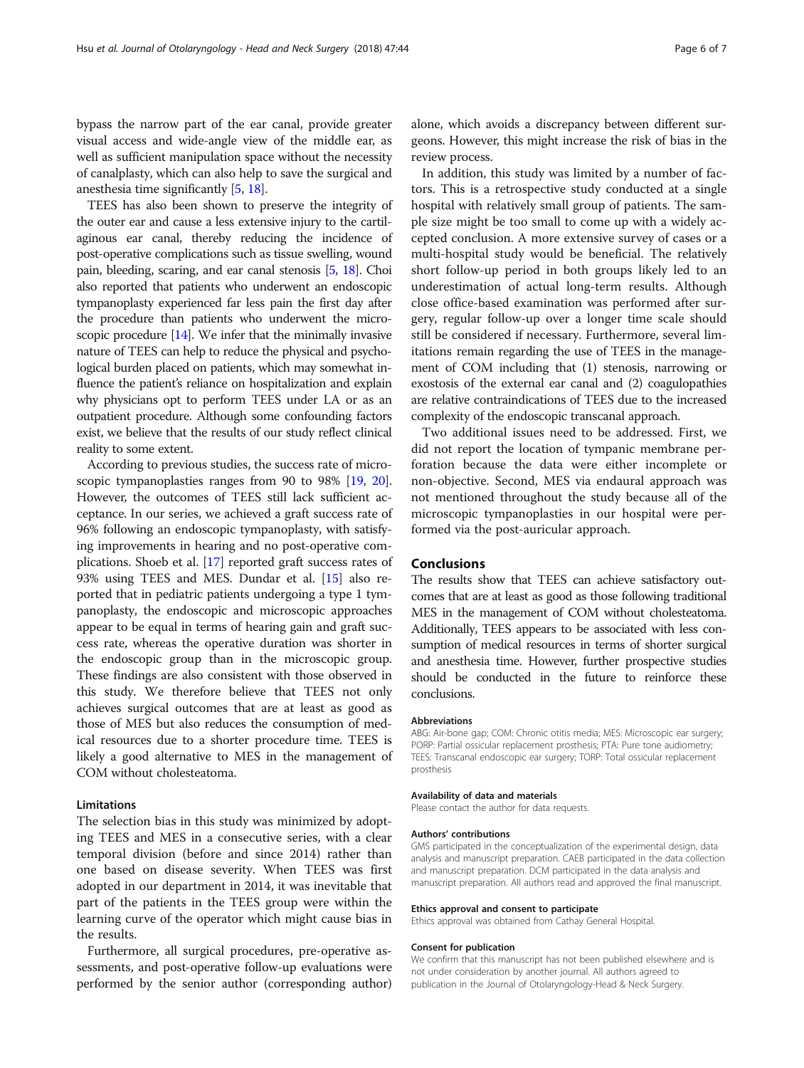bypass the narrow part of the ear canal, provide greater visual access and wide-angle view of the middle ear, as well as sufficient manipulation space without the necessity of canalplasty, which can also help to save the surgical and anesthesia time significantly [5, 18].

TEES has also been shown to preserve the integrity of the outer ear and cause a less extensive injury to the cartilaginous ear canal, thereby reducing the incidence of post-operative complications such as tissue swelling, wound pain, bleeding, scaring, and ear canal stenosis [5, 18]. Choi also reported that patients who underwent an endoscopic tympanoplasty experienced far less pain the first day after the procedure than patients who underwent the microscopic procedure [14]. We infer that the minimally invasive nature of TEES can help to reduce the physical and psychological burden placed on patients, which may somewhat influence the patient's reliance on hospitalization and explain why physicians opt to perform TEES under LA or as an outpatient procedure. Although some confounding factors exist, we believe that the results of our study reflect clinical reality to some extent.

According to previous studies, the success rate of microscopic tympanoplasties ranges from 90 to 98% [19, 20]. However, the outcomes of TEES still lack sufficient acceptance. In our series, we achieved a graft success rate of 96% following an endoscopic tympanoplasty, with satisfying improvements in hearing and no post-operative complications. Shoeb et al. [17] reported graft success rates of 93% using TEES and MES. Dundar et al. [15] also reported that in pediatric patients undergoing a type 1 tympanoplasty, the endoscopic and microscopic approaches appear to be equal in terms of hearing gain and graft success rate, whereas the operative duration was shorter in the endoscopic group than in the microscopic group. These findings are also consistent with those observed in this study. We therefore believe that TEES not only achieves surgical outcomes that are at least as good as those of MES but also reduces the consumption of medical resources due to a shorter procedure time. TEES is likely a good alternative to MES in the management of COM without cholesteatoma.

### Limitations

The selection bias in this study was minimized by adopting TEES and MES in a consecutive series, with a clear temporal division (before and since 2014) rather than one based on disease severity. When TEES was first adopted in our department in 2014, it was inevitable that part of the patients in the TEES group were within the learning curve of the operator which might cause bias in the results.

Furthermore, all surgical procedures, pre-operative assessments, and post-operative follow-up evaluations were performed by the senior author (corresponding author) alone, which avoids a discrepancy between different surgeons. However, this might increase the risk of bias in the review process.

In addition, this study was limited by a number of factors. This is a retrospective study conducted at a single hospital with relatively small group of patients. The sample size might be too small to come up with a widely accepted conclusion. A more extensive survey of cases or a multi-hospital study would be beneficial. The relatively short follow-up period in both groups likely led to an underestimation of actual long-term results. Although close office-based examination was performed after surgery, regular follow-up over a longer time scale should still be considered if necessary. Furthermore, several limitations remain regarding the use of TEES in the management of COM including that (1) stenosis, narrowing or exostosis of the external ear canal and (2) coagulopathies are relative contraindications of TEES due to the increased complexity of the endoscopic transcanal approach.

Two additional issues need to be addressed. First, we did not report the location of tympanic membrane perforation because the data were either incomplete or non-objective. Second, MES via endaural approach was not mentioned throughout the study because all of the microscopic tympanoplasties in our hospital were performed via the post-auricular approach.

## Conclusions

The results show that TEES can achieve satisfactory outcomes that are at least as good as those following traditional MES in the management of COM without cholesteatoma. Additionally, TEES appears to be associated with less consumption of medical resources in terms of shorter surgical and anesthesia time. However, further prospective studies should be conducted in the future to reinforce these conclusions.

#### Abbreviations

ABG: Air-bone gap; COM: Chronic otitis media; MES: Microscopic ear surgery; PORP: Partial ossicular replacement prosthesis; PTA: Pure tone audiometry; TEES: Transcanal endoscopic ear surgery; TORP: Total ossicular replacement prosthesis

#### Availability of data and materials

Please contact the author for data requests.

#### Authors' contributions

GMS participated in the conceptualization of the experimental design, data analysis and manuscript preparation. CAEB participated in the data collection and manuscript preparation. DCM participated in the data analysis and manuscript preparation. All authors read and approved the final manuscript.

#### Ethics approval and consent to participate

Ethics approval was obtained from Cathay General Hospital.

#### Consent for publication

We confirm that this manuscript has not been published elsewhere and is not under consideration by another journal. All authors agreed to publication in the Journal of Otolaryngology-Head & Neck Surgery.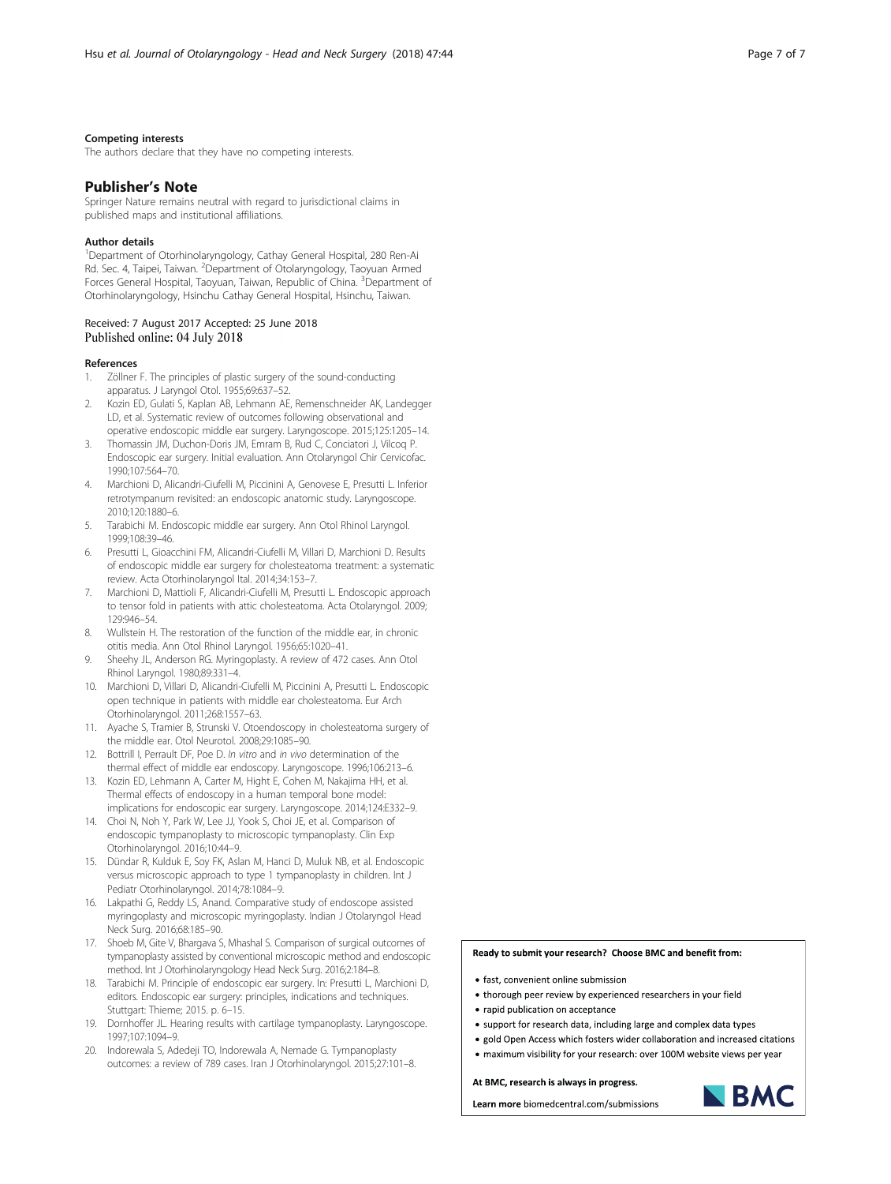#### Competing interests

The authors declare that they have no competing interests.

### Publisher's Note

Springer Nature remains neutral with regard to jurisdictional claims in published maps and institutional affiliations.

#### Author details

[1]Department of Otorhinolaryngology, Cathay General Hospital, 280 Ren-Ai Rd. Sec. 4, Taipei, Taiwan. [2]Department of Otolaryngology, Taoyuan Armed Forces General Hospital, Taoyuan, Taiwan, Republic of China. [3]Department of Otorhinolaryngology, Hsinchu Cathay General Hospital, Hsinchu, Taiwan.

Received: 7 August 2017 Accepted: 25 June 2018
Published online: 04 July 2018

#### References

1. Zöllner F. The principles of plastic surgery of the sound-conducting apparatus. J Laryngol Otol. 1955;69:637–52.
2. Kozin ED, Gulati S, Kaplan AB, Lehmann AE, Remenschneider AK, Landegger LD, et al. Systematic review of outcomes following observational and operative endoscopic middle ear surgery. Laryngoscope. 2015;125:1205–14.
3. Thomassin JM, Duchon-Doris JM, Emram B, Rud C, Conciatori J, Vilcoq P. Endoscopic ear surgery. Initial evaluation. Ann Otolaryngol Chir Cervicofac. 1990;107:564–70.
4. Marchioni D, Alicandri-Ciufelli M, Piccinini A, Genovese E, Presutti L. Inferior retrotympanum revisited: an endoscopic anatomic study. Laryngoscope. 2010;120:1880–6.
5. Tarabichi M. Endoscopic middle ear surgery. Ann Otol Rhinol Laryngol. 1999;108:39–46.
6. Presutti L, Gioacchini FM, Alicandri-Ciufelli M, Villari D, Marchioni D. Results of endoscopic middle ear surgery for cholesteatoma treatment: a systematic review. Acta Otorhinolaryngol Ital. 2014;34:153–7.
7. Marchioni D, Mattioli F, Alicandri-Ciufelli M, Presutti L. Endoscopic approach to tensor fold in patients with attic cholesteatoma. Acta Otolaryngol. 2009; 129:946–54.
8. Wullstein H. The restoration of the function of the middle ear, in chronic otitis media. Ann Otol Rhinol Laryngol. 1956;65:1020–41.
9. Sheehy JL, Anderson RG. Myringoplasty. A review of 472 cases. Ann Otol Rhinol Laryngol. 1980;89:331–4.
10. Marchioni D, Villari D, Alicandri-Ciufelli M, Piccinini A, Presutti L. Endoscopic open technique in patients with middle ear cholesteatoma. Eur Arch Otorhinolaryngol. 2011;268:1557–63.
11. Ayache S, Tramier B, Strunski V. Otoendoscopy in cholesteatoma surgery of the middle ear. Otol Neurotol. 2008;29:1085–90.
12. Bottrill I, Perrault DF, Poe D. *In vitro* and *in vivo* determination of the thermal effect of middle ear endoscopy. Laryngoscope. 1996;106:213–6.
13. Kozin ED, Lehmann A, Carter M, Hight E, Cohen M, Nakajima HH, et al. Thermal effects of endoscopy in a human temporal bone model: implications for endoscopic ear surgery. Laryngoscope. 2014;124:E332–9.
14. Choi N, Noh Y, Park W, Lee JJ, Yook S, Choi JE, et al. Comparison of endoscopic tympanoplasty to microscopic tympanoplasty. Clin Exp Otorhinolaryngol. 2016;10:44–9.
15. Dündar R, Kulduk E, Soy FK, Aslan M, Hanci D, Muluk NB, et al. Endoscopic versus microscopic approach to type 1 tympanoplasty in children. Int J Pediatr Otorhinolaryngol. 2014;78:1084–9.
16. Lakpathi G, Reddy LS, Anand. Comparative study of endoscope assisted myringoplasty and microscopic myringoplasty. Indian J Otolaryngol Head Neck Surg. 2016;68:185–90.
17. Shoeb M, Gite V, Bhargava S, Mhashal S. Comparison of surgical outcomes of tympanoplasty assisted by conventional microscopic method and endoscopic method. Int J Otorhinolaryngology Head Neck Surg. 2016;2:184–8.
18. Tarabichi M. Principle of endoscopic ear surgery. In: Presutti L, Marchioni D, editors. Endoscopic ear surgery: principles, indications and techniques. Stuttgart: Thieme; 2015. p. 6–15.
19. Dornhoffer JL. Hearing results with cartilage tympanoplasty. Laryngoscope. 1997;107:1094–9.
20. Indorewala S, Adedeji TO, Indorewala A, Nemade G. Tympanoplasty outcomes: a review of 789 cases. Iran J Otorhinolaryngol. 2015;27:101–8.

**Ready to submit your research? Choose BMC and benefit from:**

- fast, convenient online submission
- thorough peer review by experienced researchers in your field
- rapid publication on acceptance
- support for research data, including large and complex data types
- gold Open Access which fosters wider collaboration and increased citations
- maximum visibility for your research: over 100M website views per year

**At BMC, research is always in progress.**

**Learn more** biomedcentral.com/submissions

BMC